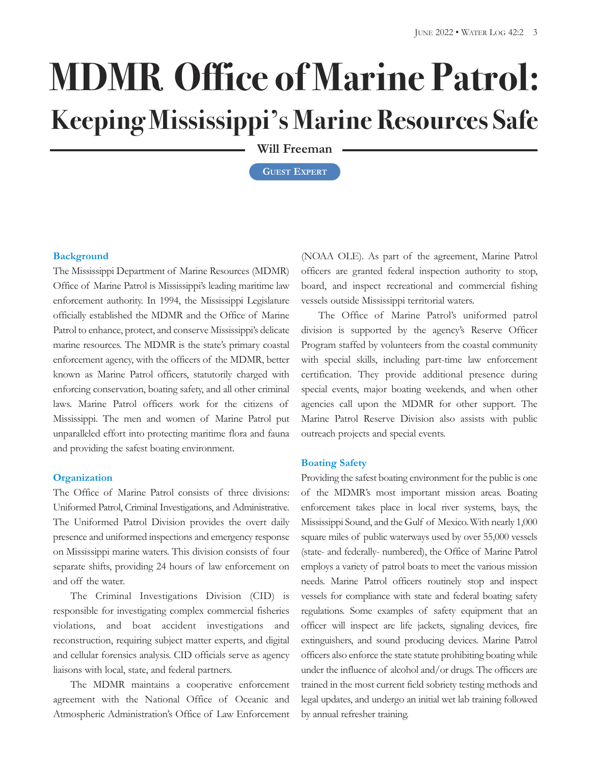# MDMR Office of Marine Patrol:

## Keeping Mississippi's Marine Resources Safe

**Will Freeman**

Guest Expert

### Background

The Mississippi Department of Marine Resources (MDMR) Office of Marine Patrol is Mississippi's leading maritime law enforcement authority. In 1994, the Mississippi Legislature officially established the MDMR and the Office of Marine Patrol to enhance, protect, and conserve Mississippi's delicate marine resources. The MDMR is the state's primary coastal enforcement agency, with the officers of the MDMR, better known as Marine Patrol officers, statutorily charged with enforcing conservation, boating safety, and all other criminal laws. Marine Patrol officers work for the citizens of Mississippi. The men and women of Marine Patrol put unparalleled effort into protecting maritime flora and fauna and providing the safest boating environment.

### Organization

The Office of Marine Patrol consists of three divisions: Uniformed Patrol, Criminal Investigations, and Administrative. The Uniformed Patrol Division provides the overt daily presence and uniformed inspections and emergency response on Mississippi marine waters. This division consists of four separate shifts, providing 24 hours of law enforcement on and off the water.

The Criminal Investigations Division (CID) is responsible for investigating complex commercial fisheries violations, and boat accident investigations and reconstruction, requiring subject matter experts, and digital and cellular forensics analysis. CID officials serve as agency liaisons with local, state, and federal partners.

The MDMR maintains a cooperative enforcement agreement with the National Office of Oceanic and Atmospheric Administration's Office of Law Enforcement (NOAA OLE). As part of the agreement, Marine Patrol officers are granted federal inspection authority to stop, board, and inspect recreational and commercial fishing vessels outside Mississippi territorial waters.

The Office of Marine Patrol's uniformed patrol division is supported by the agency's Reserve Officer Program staffed by volunteers from the coastal community with special skills, including part-time law enforcement certification. They provide additional presence during special events, major boating weekends, and when other agencies call upon the MDMR for other support. The Marine Patrol Reserve Division also assists with public outreach projects and special events.

### Boating Safety

Providing the safest boating environment for the public is one of the MDMR's most important mission areas. Boating enforcement takes place in local river systems, bays, the Mississippi Sound, and the Gulf of Mexico. With nearly 1,000 square miles of public waterways used by over 55,000 vessels (state- and federally- numbered), the Office of Marine Patrol employs a variety of patrol boats to meet the various mission needs. Marine Patrol officers routinely stop and inspect vessels for compliance with state and federal boating safety regulations. Some examples of safety equipment that an officer will inspect are life jackets, signaling devices, fire extinguishers, and sound producing devices. Marine Patrol officers also enforce the state statute prohibiting boating while under the influence of alcohol and/or drugs. The officers are trained in the most current field sobriety testing methods and legal updates, and undergo an initial wet lab training followed by annual refresher training.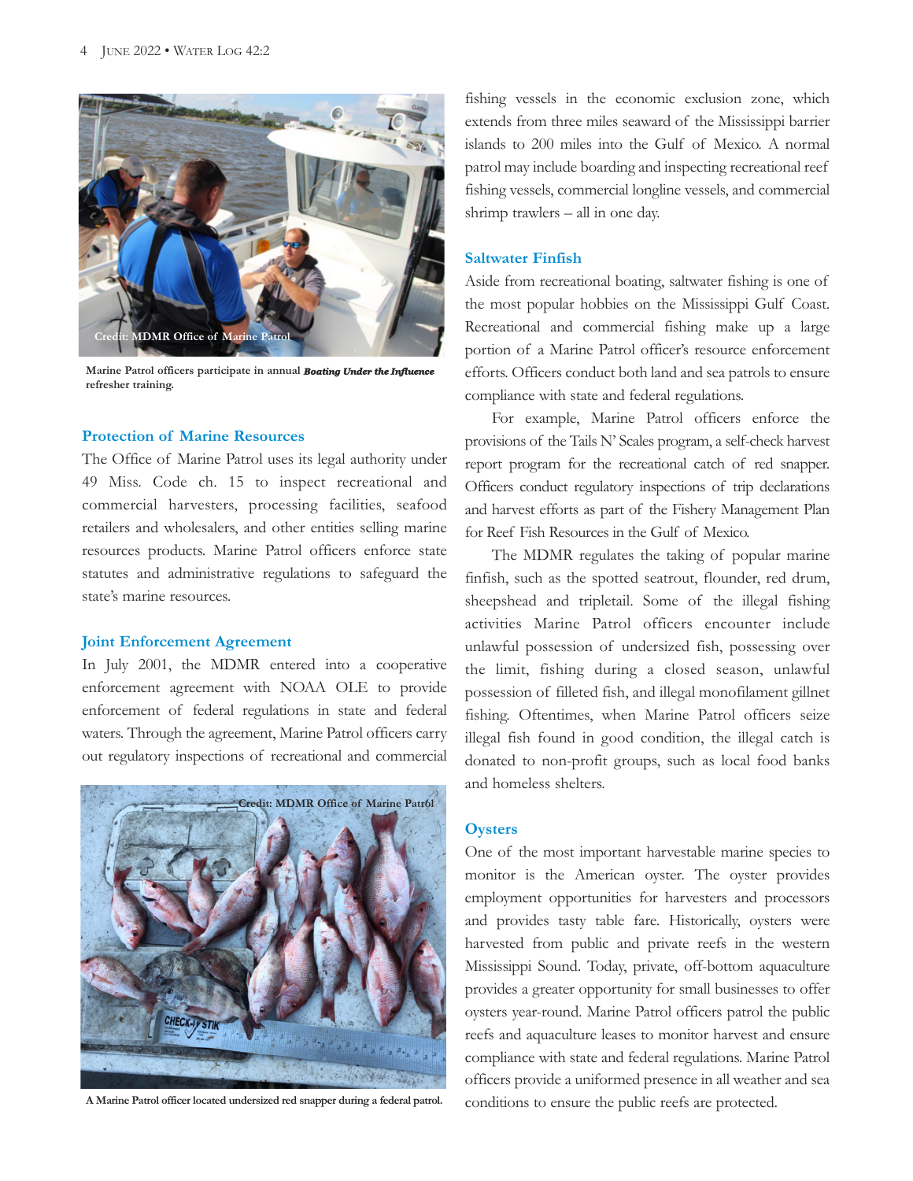Credit: MDMR Office of Marine Patrol

Marine Patrol officers participate in annual ***Boating Under the Influence*** refresher training.

## Protection of Marine Resources

The Office of Marine Patrol uses its legal authority under 49 Miss. Code ch. 15 to inspect recreational and commercial harvesters, processing facilities, seafood retailers and wholesalers, and other entities selling marine resources products. Marine Patrol officers enforce state statutes and administrative regulations to safeguard the state's marine resources.

## Joint Enforcement Agreement

In July 2001, the MDMR entered into a cooperative enforcement agreement with NOAA OLE to provide enforcement of federal regulations in state and federal waters. Through the agreement, Marine Patrol officers carry out regulatory inspections of recreational and commercial fishing vessels in the economic exclusion zone, which extends from three miles seaward of the Mississippi barrier islands to 200 miles into the Gulf of Mexico. A normal patrol may include boarding and inspecting recreational reef fishing vessels, commercial longline vessels, and commercial shrimp trawlers – all in one day.

Credit: MDMR Office of Marine Patrol

A Marine Patrol officer located undersized red snapper during a federal patrol.

## Saltwater Finfish

Aside from recreational boating, saltwater fishing is one of the most popular hobbies on the Mississippi Gulf Coast. Recreational and commercial fishing make up a large portion of a Marine Patrol officer's resource enforcement efforts. Officers conduct both land and sea patrols to ensure compliance with state and federal regulations.

For example, Marine Patrol officers enforce the provisions of the Tails N' Scales program, a self-check harvest report program for the recreational catch of red snapper. Officers conduct regulatory inspections of trip declarations and harvest efforts as part of the Fishery Management Plan for Reef Fish Resources in the Gulf of Mexico.

The MDMR regulates the taking of popular marine finfish, such as the spotted seatrout, flounder, red drum, sheepshead and tripletail. Some of the illegal fishing activities Marine Patrol officers encounter include unlawful possession of undersized fish, possessing over the limit, fishing during a closed season, unlawful possession of filleted fish, and illegal monofilament gillnet fishing. Oftentimes, when Marine Patrol officers seize illegal fish found in good condition, the illegal catch is donated to non-profit groups, such as local food banks and homeless shelters.

## Oysters

One of the most important harvestable marine species to monitor is the American oyster. The oyster provides employment opportunities for harvesters and processors and provides tasty table fare. Historically, oysters were harvested from public and private reefs in the western Mississippi Sound. Today, private, off-bottom aquaculture provides a greater opportunity for small businesses to offer oysters year-round. Marine Patrol officers patrol the public reefs and aquaculture leases to monitor harvest and ensure compliance with state and federal regulations. Marine Patrol officers provide a uniformed presence in all weather and sea conditions to ensure the public reefs are protected.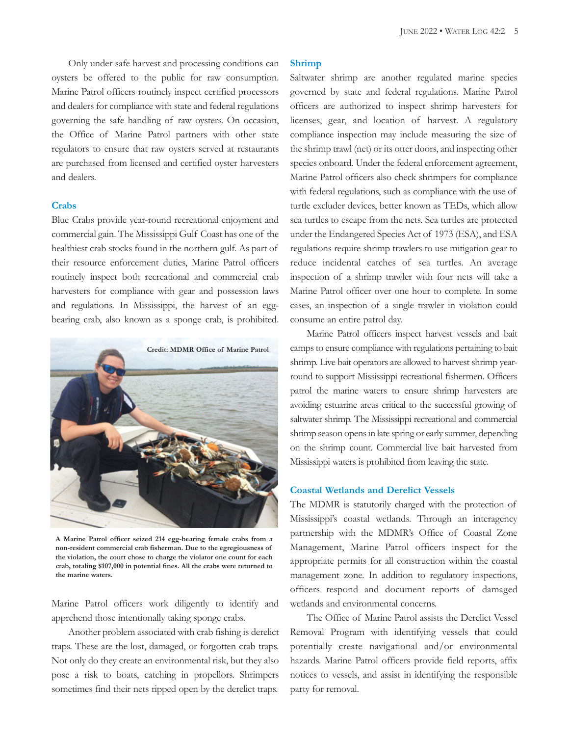Only under safe harvest and processing conditions can oysters be offered to the public for raw consumption. Marine Patrol officers routinely inspect certified processors and dealers for compliance with state and federal regulations governing the safe handling of raw oysters. On occasion, the Office of Marine Patrol partners with other state regulators to ensure that raw oysters served at restaurants are purchased from licensed and certified oyster harvesters and dealers.

### Crabs

Blue Crabs provide year-round recreational enjoyment and commercial gain. The Mississippi Gulf Coast has one of the healthiest crab stocks found in the northern gulf. As part of their resource enforcement duties, Marine Patrol officers routinely inspect both recreational and commercial crab harvesters for compliance with gear and possession laws and regulations. In Mississippi, the harvest of an egg-bearing crab, also known as a sponge crab, is prohibited. Marine Patrol officers work diligently to identify and apprehend those intentionally taking sponge crabs.

Credit: MDMR Office of Marine Patrol

**A Marine Patrol officer seized 214 egg-bearing female crabs from a non-resident commercial crab fisherman. Due to the egregiousness of the violation, the court chose to charge the violator one count for each crab, totaling $107,000 in potential fines. All the crabs were returned to the marine waters.**

Another problem associated with crab fishing is derelict traps. These are the lost, damaged, or forgotten crab traps. Not only do they create an environmental risk, but they also pose a risk to boats, catching in propellors. Shrimpers sometimes find their nets ripped open by the derelict traps.

### Shrimp

Saltwater shrimp are another regulated marine species governed by state and federal regulations. Marine Patrol officers are authorized to inspect shrimp harvesters for licenses, gear, and location of harvest. A regulatory compliance inspection may include measuring the size of the shrimp trawl (net) or its otter doors, and inspecting other species onboard. Under the federal enforcement agreement, Marine Patrol officers also check shrimpers for compliance with federal regulations, such as compliance with the use of turtle excluder devices, better known as TEDs, which allow sea turtles to escape from the nets. Sea turtles are protected under the Endangered Species Act of 1973 (ESA), and ESA regulations require shrimp trawlers to use mitigation gear to reduce incidental catches of sea turtles. An average inspection of a shrimp trawler with four nets will take a Marine Patrol officer over one hour to complete. In some cases, an inspection of a single trawler in violation could consume an entire patrol day.

Marine Patrol officers inspect harvest vessels and bait camps to ensure compliance with regulations pertaining to bait shrimp. Live bait operators are allowed to harvest shrimp year-round to support Mississippi recreational fishermen. Officers patrol the marine waters to ensure shrimp harvesters are avoiding estuarine areas critical to the successful growing of saltwater shrimp. The Mississippi recreational and commercial shrimp season opens in late spring or early summer, depending on the shrimp count. Commercial live bait harvested from Mississippi waters is prohibited from leaving the state.

### Coastal Wetlands and Derelict Vessels

The MDMR is statutorily charged with the protection of Mississippi's coastal wetlands. Through an interagency partnership with the MDMR's Office of Coastal Zone Management, Marine Patrol officers inspect for the appropriate permits for all construction within the coastal management zone. In addition to regulatory inspections, officers respond and document reports of damaged wetlands and environmental concerns.

The Office of Marine Patrol assists the Derelict Vessel Removal Program with identifying vessels that could potentially create navigational and/or environmental hazards. Marine Patrol officers provide field reports, affix notices to vessels, and assist in identifying the responsible party for removal.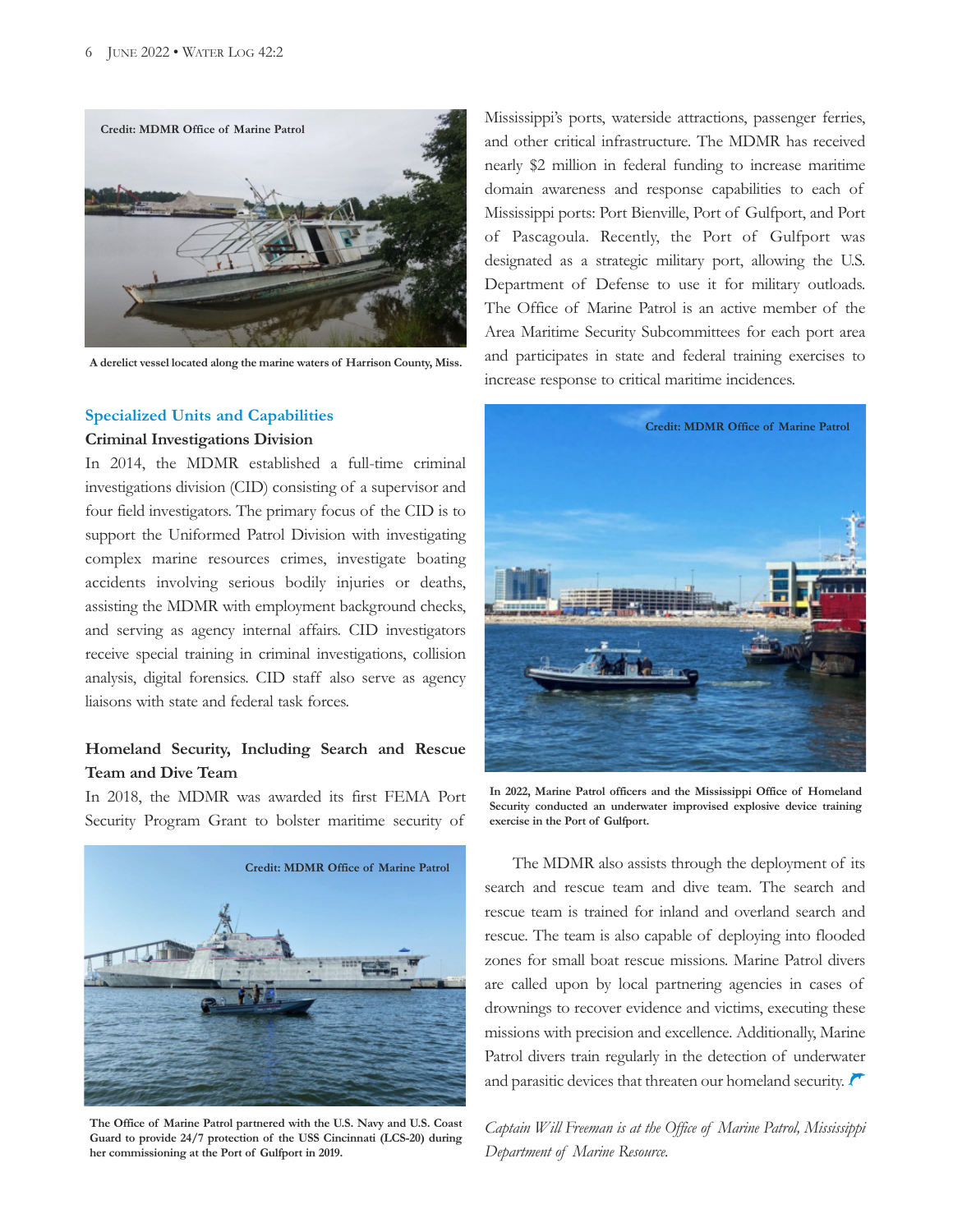Credit: MDMR Office of Marine Patrol

A derelict vessel located along the marine waters of Harrison County, Miss.

## Specialized Units and Capabilities

### Criminal Investigations Division

In 2014, the MDMR established a full-time criminal investigations division (CID) consisting of a supervisor and four field investigators. The primary focus of the CID is to support the Uniformed Patrol Division with investigating complex marine resources crimes, investigate boating accidents involving serious bodily injuries or deaths, assisting the MDMR with employment background checks, and serving as agency internal affairs. CID investigators receive special training in criminal investigations, collision analysis, digital forensics. CID staff also serve as agency liaisons with state and federal task forces.

### Homeland Security, Including Search and Rescue Team and Dive Team

In 2018, the MDMR was awarded its first FEMA Port Security Program Grant to bolster maritime security of Mississippi's ports, waterside attractions, passenger ferries, and other critical infrastructure. The MDMR has received nearly $2 million in federal funding to increase maritime domain awareness and response capabilities to each of Mississippi ports: Port Bienville, Port of Gulfport, and Port of Pascagoula. Recently, the Port of Gulfport was designated as a strategic military port, allowing the U.S. Department of Defense to use it for military outloads. The Office of Marine Patrol is an active member of the Area Maritime Security Subcommittees for each port area and participates in state and federal training exercises to increase response to critical maritime incidences.

Credit: MDMR Office of Marine Patrol

The Office of Marine Patrol partnered with the U.S. Navy and U.S. Coast Guard to provide 24/7 protection of the USS Cincinnati (LCS-20) during her commissioning at the Port of Gulfport in 2019.

Credit: MDMR Office of Marine Patrol

In 2022, Marine Patrol officers and the Mississippi Office of Homeland Security conducted an underwater improvised explosive device training exercise in the Port of Gulfport.

The MDMR also assists through the deployment of its search and rescue team and dive team. The search and rescue team is trained for inland and overland search and rescue. The team is also capable of deploying into flooded zones for small boat rescue missions. Marine Patrol divers are called upon by local partnering agencies in cases of drownings to recover evidence and victims, executing these missions with precision and excellence. Additionally, Marine Patrol divers train regularly in the detection of underwater and parasitic devices that threaten our homeland security.

*Captain Will Freeman is at the Office of Marine Patrol, Mississippi Department of Marine Resource.*